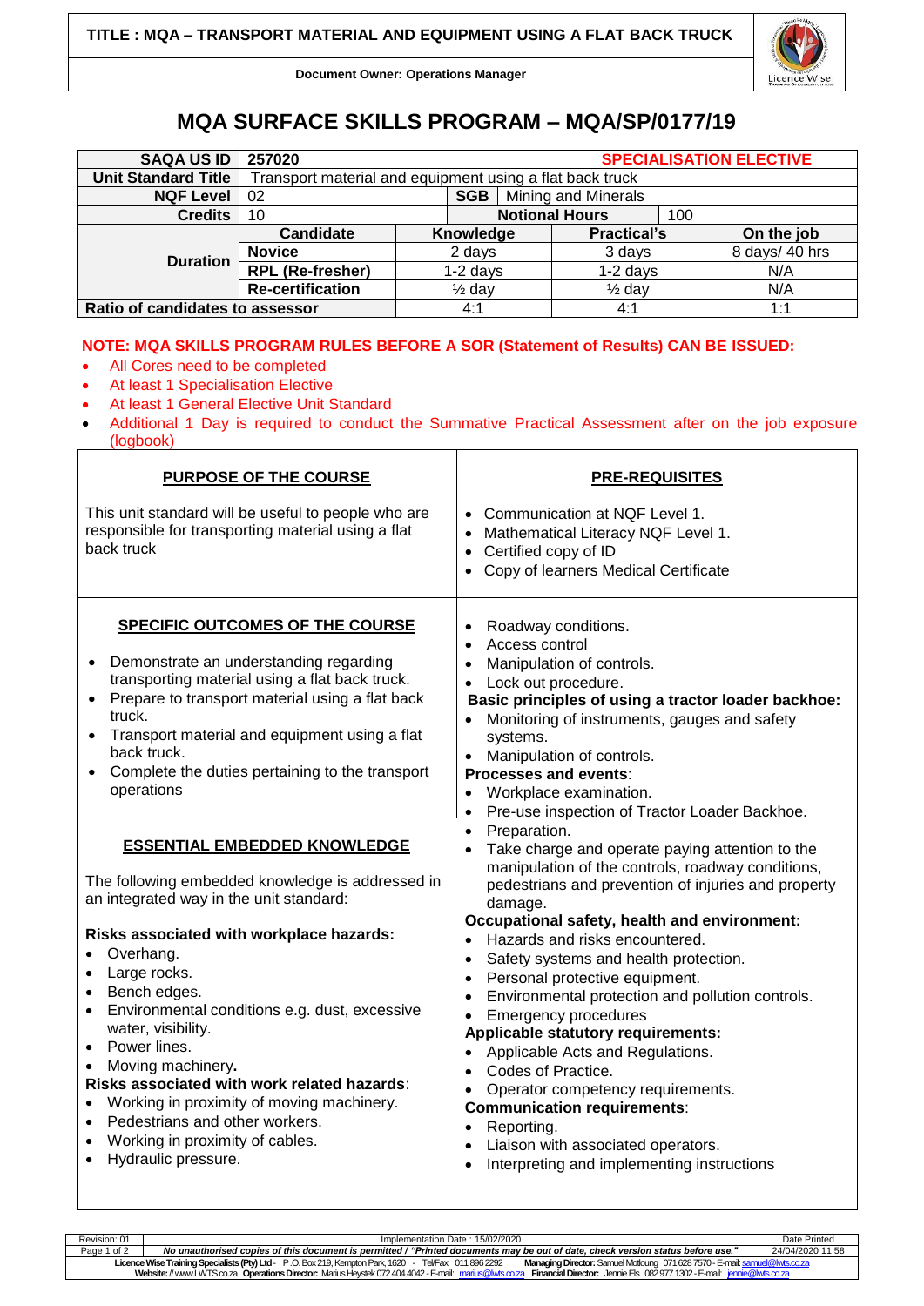**TITLE : MQA – TRANSPORT MATERIAL AND EQUIPMENT USING A FLAT BACK TRUCK**

**Document Owner: Operations Manager**

# MQA SURFACE SKILLS PROGRAM – MQA/SP/0177/19

| **SAQA US ID** | 257020 | | | **SPECIALISATION ELECTIVE** | |
|---|---|---|---|---|---|
| **Unit Standard Title** | Transport material and equipment using a flat back truck | | | | |
| **NQF Level** | 02 | **SGB** | Mining and Minerals | | |
| **Credits** | 10 | **Notional Hours** | | 100 | |
| **Duration** | **Candidate** | **Knowledge** | **Practical's** | | **On the job** |
| | **Novice** | 2 days | 3 days | | 8 days/ 40 hrs |
| | **RPL (Re-fresher)** | 1-2 days | 1-2 days | | N/A |
| | **Re-certification** | ½ day | ½ day | | N/A |
| **Ratio of candidates to assessor** | | 4:1 | 4:1 | | 1:1 |

**NOTE: MQA SKILLS PROGRAM RULES BEFORE A SOR (Statement of Results) CAN BE ISSUED:**

- All Cores need to be completed
- At least 1 Specialisation Elective
- At least 1 General Elective Unit Standard
- Additional 1 Day is required to conduct the Summative Practical Assessment after on the job exposure (logbook)

## PURPOSE OF THE COURSE

This unit standard will be useful to people who are responsible for transporting material using a flat back truck

## PRE-REQUISITES

- Communication at NQF Level 1.
- Mathematical Literacy NQF Level 1.
- Certified copy of ID
- Copy of learners Medical Certificate

## SPECIFIC OUTCOMES OF THE COURSE

- Demonstrate an understanding regarding transporting material using a flat back truck.
- Prepare to transport material using a flat back truck.
- Transport material and equipment using a flat back truck.
- Complete the duties pertaining to the transport operations

## ESSENTIAL EMBEDDED KNOWLEDGE

The following embedded knowledge is addressed in an integrated way in the unit standard:

**Risks associated with workplace hazards:**

- Overhang.
- Large rocks.
- Bench edges.
- Environmental conditions e.g. dust, excessive water, visibility.
- Power lines.
- Moving machinery**.**

**Risks associated with work related hazards**:

- Working in proximity of moving machinery.
- Pedestrians and other workers.
- Working in proximity of cables.
- Hydraulic pressure.
- Roadway conditions.
- Access control
- Manipulation of controls.
- Lock out procedure.

**Basic principles of using a tractor loader backhoe:**

- Monitoring of instruments, gauges and safety systems.
- Manipulation of controls.

**Processes and events**:

- Workplace examination.
- Pre-use inspection of Tractor Loader Backhoe.
- Preparation.
- Take charge and operate paying attention to the manipulation of the controls, roadway conditions, pedestrians and prevention of injuries and property damage.

**Occupational safety, health and environment:**

- Hazards and risks encountered.
- Safety systems and health protection.
- Personal protective equipment.
- Environmental protection and pollution controls.
- Emergency procedures

**Applicable statutory requirements:**

- Applicable Acts and Regulations.
- Codes of Practice.
- Operator competency requirements.

**Communication requirements**:

- Reporting.
- Liaison with associated operators.
- Interpreting and implementing instructions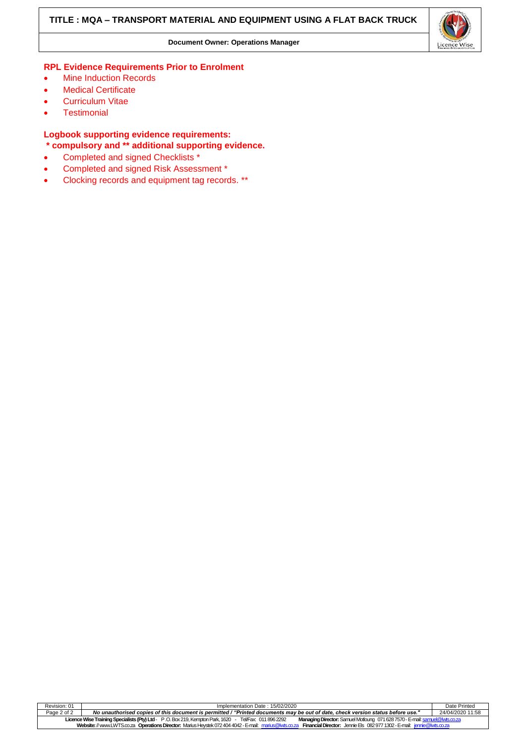## RPL Evidence Requirements Prior to Enrolment

- Mine Induction Records
- Medical Certificate
- Curriculum Vitae
- Testimonial

## Logbook supporting evidence requirements:
## * compulsory and ** additional supporting evidence.

- Completed and signed Checklists *
- Completed and signed Risk Assessment *
- Clocking records and equipment tag records. **